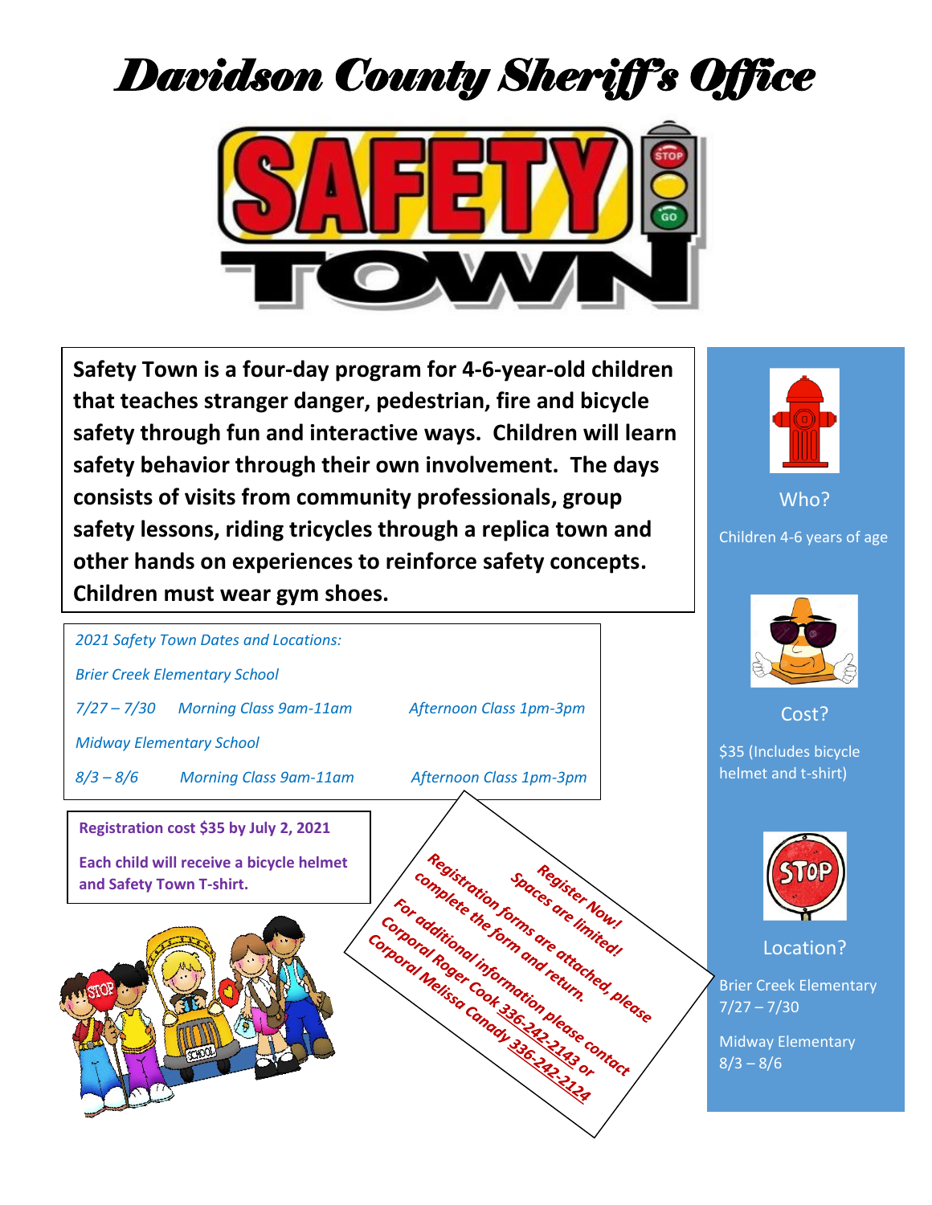# Davidson County Sheriff's Office

# SAFETY TOWN

**Safety Town is a four-day program for 4-6-year-old children that teaches stranger danger, pedestrian, fire and bicycle safety through fun and interactive ways. Children will learn safety behavior through their own involvement. The days consists of visits from community professionals, group safety lessons, riding tricycles through a replica town and other hands on experiences to reinforce safety concepts. Children must wear gym shoes.**

*2021 Safety Town Dates and Locations:*

*Brier Creek Elementary School*

*7/27 – 7/30 Morning Class 9am-11am Afternoon Class 1pm-3pm*

*Midway Elementary School*

*8/3 – 8/6 Morning Class 9am-11am Afternoon Class 1pm-3pm*

**Registration cost $35 by July 2, 2021**

**Each child will receive a bicycle helmet and Safety Town T-shirt.**

*Register Now! Spaces are limited!*

*Registration forms are attached, please complete the form and return.*

*For additional information please contact Corporal Roger Cook 336-242-2143 or Corporal Melissa Canady 336-242-2124*

Who?

Children 4-6 years of age

Cost?

$35 (Includes bicycle helmet and t-shirt)

Location?

Brier Creek Elementary 7/27 – 7/30

Midway Elementary 8/3 – 8/6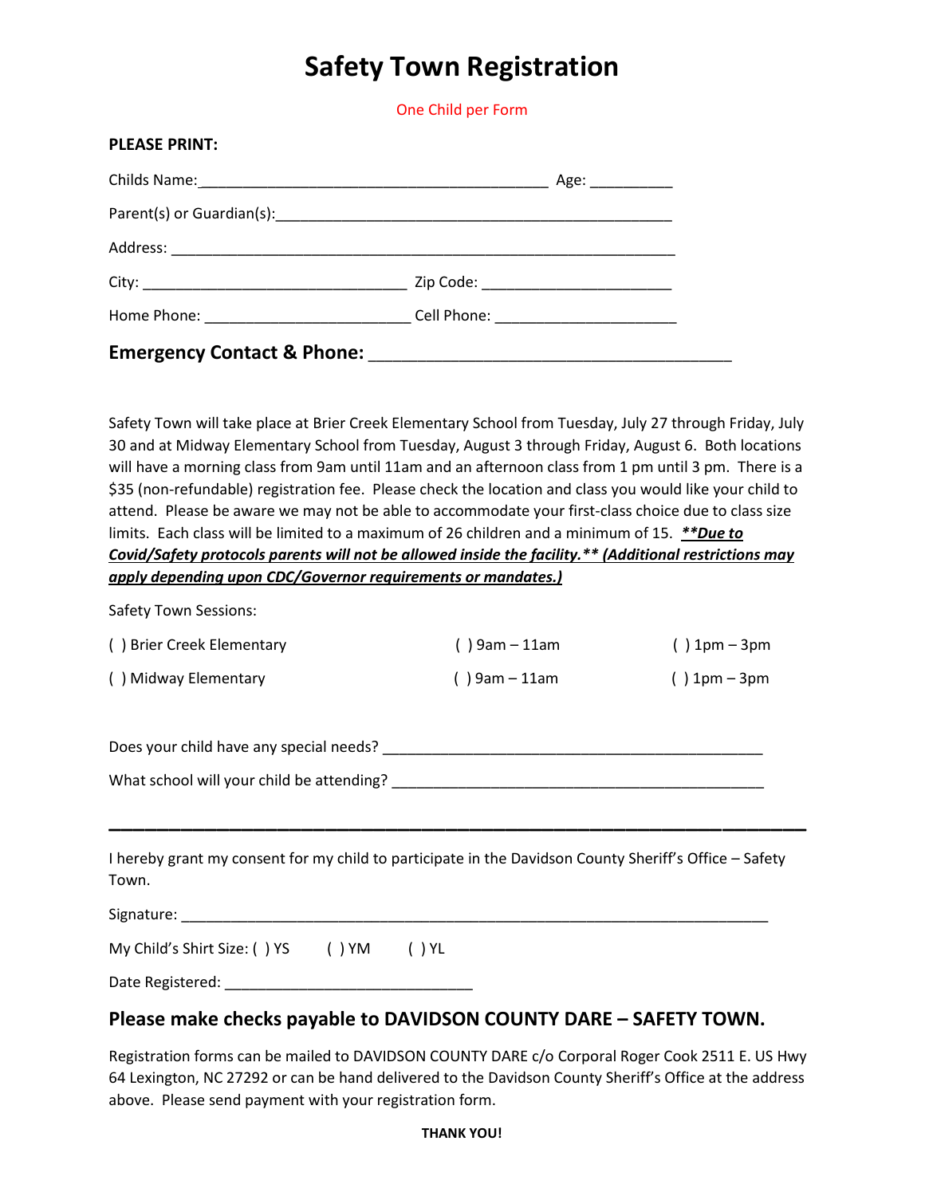# Safety Town Registration

One Child per Form

**PLEASE PRINT:**

Childs Name:_______________________________________ Age: __________

Parent(s) or Guardian(s):_____________________________________________

Address: _________________________________________________________

City: ______________________________ Zip Code: ______________________

Home Phone: _______________________ Cell Phone: _____________________

## Emergency Contact & Phone: ____________________________________

Safety Town will take place at Brier Creek Elementary School from Tuesday, July 27 through Friday, July 30 and at Midway Elementary School from Tuesday, August 3 through Friday, August 6. Both locations will have a morning class from 9am until 11am and an afternoon class from 1 pm until 3 pm. There is a $35 (non-refundable) registration fee. Please check the location and class you would like your child to attend. Please be aware we may not be able to accommodate your first-class choice due to class size limits. Each class will be limited to a maximum of 26 children and a minimum of 15. ***__**Due to Covid/Safety protocols parents will not be allowed inside the facility.** (Additional restrictions may apply depending upon CDC/Governor requirements or mandates.)__***

Safety Town Sessions:

| | | |
|---|---|---|
| ( ) Brier Creek Elementary | ( ) 9am – 11am | ( ) 1pm – 3pm |
| ( ) Midway Elementary | ( ) 9am – 11am | ( ) 1pm – 3pm |

Does your child have any special needs? ___________________________________________

What school will your child be attending? __________________________________________

---

I hereby grant my consent for my child to participate in the Davidson County Sheriff's Office – Safety Town.

Signature: ___________________________________________________________________

My Child's Shirt Size: ( ) YS ( ) YM ( ) YL

Date Registered: ____________________________

## Please make checks payable to DAVIDSON COUNTY DARE – SAFETY TOWN.

Registration forms can be mailed to DAVIDSON COUNTY DARE c/o Corporal Roger Cook 2511 E. US Hwy 64 Lexington, NC 27292 or can be hand delivered to the Davidson County Sheriff's Office at the address above. Please send payment with your registration form.

**THANK YOU!**